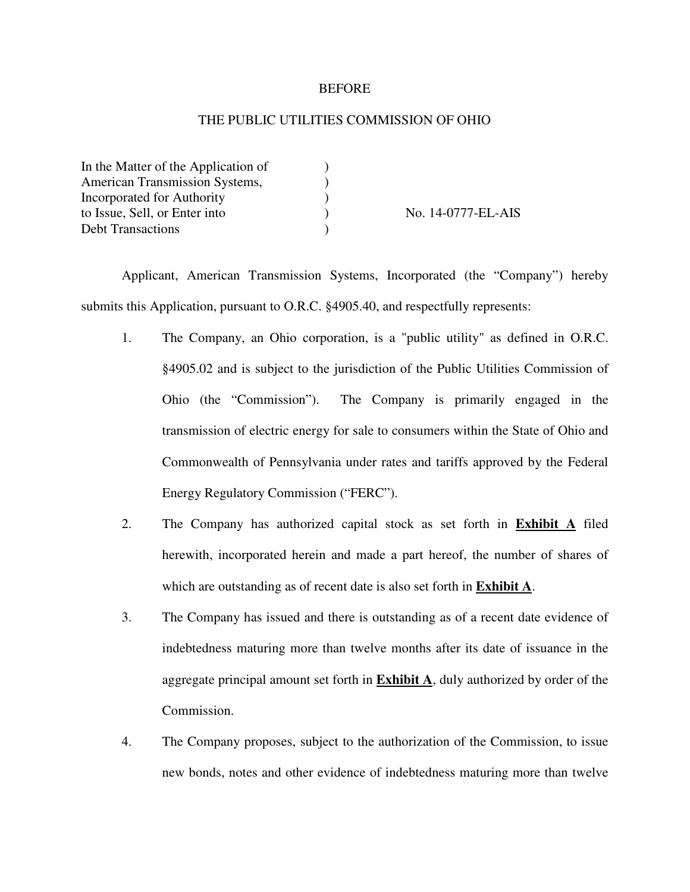BEFORE

THE PUBLIC UTILITIES COMMISSION OF OHIO

| | | |
|---|---|---|
| In the Matter of the Application of | ) | |
| American Transmission Systems, | ) | |
| Incorporated for Authority | ) | |
| to Issue, Sell, or Enter into | ) | No. 14-0777-EL-AIS |
| Debt Transactions | ) | |

Applicant, American Transmission Systems, Incorporated (the "Company") hereby submits this Application, pursuant to O.R.C. §4905.40, and respectfully represents:

1. The Company, an Ohio corporation, is a "public utility" as defined in O.R.C. §4905.02 and is subject to the jurisdiction of the Public Utilities Commission of Ohio (the "Commission"). The Company is primarily engaged in the transmission of electric energy for sale to consumers within the State of Ohio and Commonwealth of Pennsylvania under rates and tariffs approved by the Federal Energy Regulatory Commission ("FERC").

2. The Company has authorized capital stock as set forth in **Exhibit A** filed herewith, incorporated herein and made a part hereof, the number of shares of which are outstanding as of recent date is also set forth in **Exhibit A**.

3. The Company has issued and there is outstanding as of a recent date evidence of indebtedness maturing more than twelve months after its date of issuance in the aggregate principal amount set forth in **Exhibit A**, duly authorized by order of the Commission.

4. The Company proposes, subject to the authorization of the Commission, to issue new bonds, notes and other evidence of indebtedness maturing more than twelve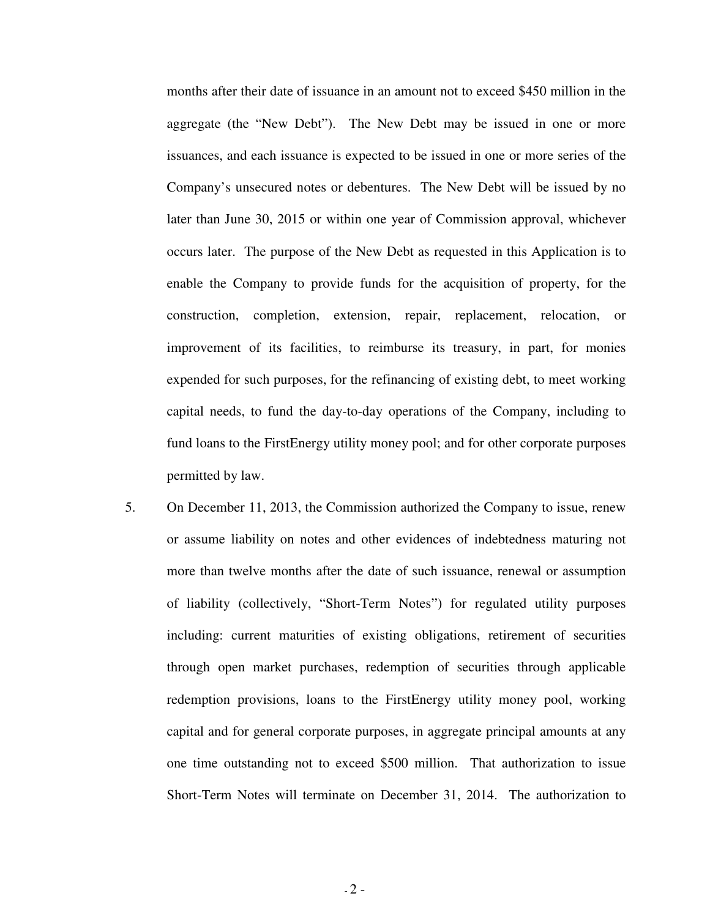months after their date of issuance in an amount not to exceed $450 million in the aggregate (the "New Debt"). The New Debt may be issued in one or more issuances, and each issuance is expected to be issued in one or more series of the Company's unsecured notes or debentures. The New Debt will be issued by no later than June 30, 2015 or within one year of Commission approval, whichever occurs later. The purpose of the New Debt as requested in this Application is to enable the Company to provide funds for the acquisition of property, for the construction, completion, extension, repair, replacement, relocation, or improvement of its facilities, to reimburse its treasury, in part, for monies expended for such purposes, for the refinancing of existing debt, to meet working capital needs, to fund the day-to-day operations of the Company, including to fund loans to the FirstEnergy utility money pool; and for other corporate purposes permitted by law.

5. On December 11, 2013, the Commission authorized the Company to issue, renew or assume liability on notes and other evidences of indebtedness maturing not more than twelve months after the date of such issuance, renewal or assumption of liability (collectively, "Short-Term Notes") for regulated utility purposes including: current maturities of existing obligations, retirement of securities through open market purchases, redemption of securities through applicable redemption provisions, loans to the FirstEnergy utility money pool, working capital and for general corporate purposes, in aggregate principal amounts at any one time outstanding not to exceed $500 million. That authorization to issue Short-Term Notes will terminate on December 31, 2014. The authorization to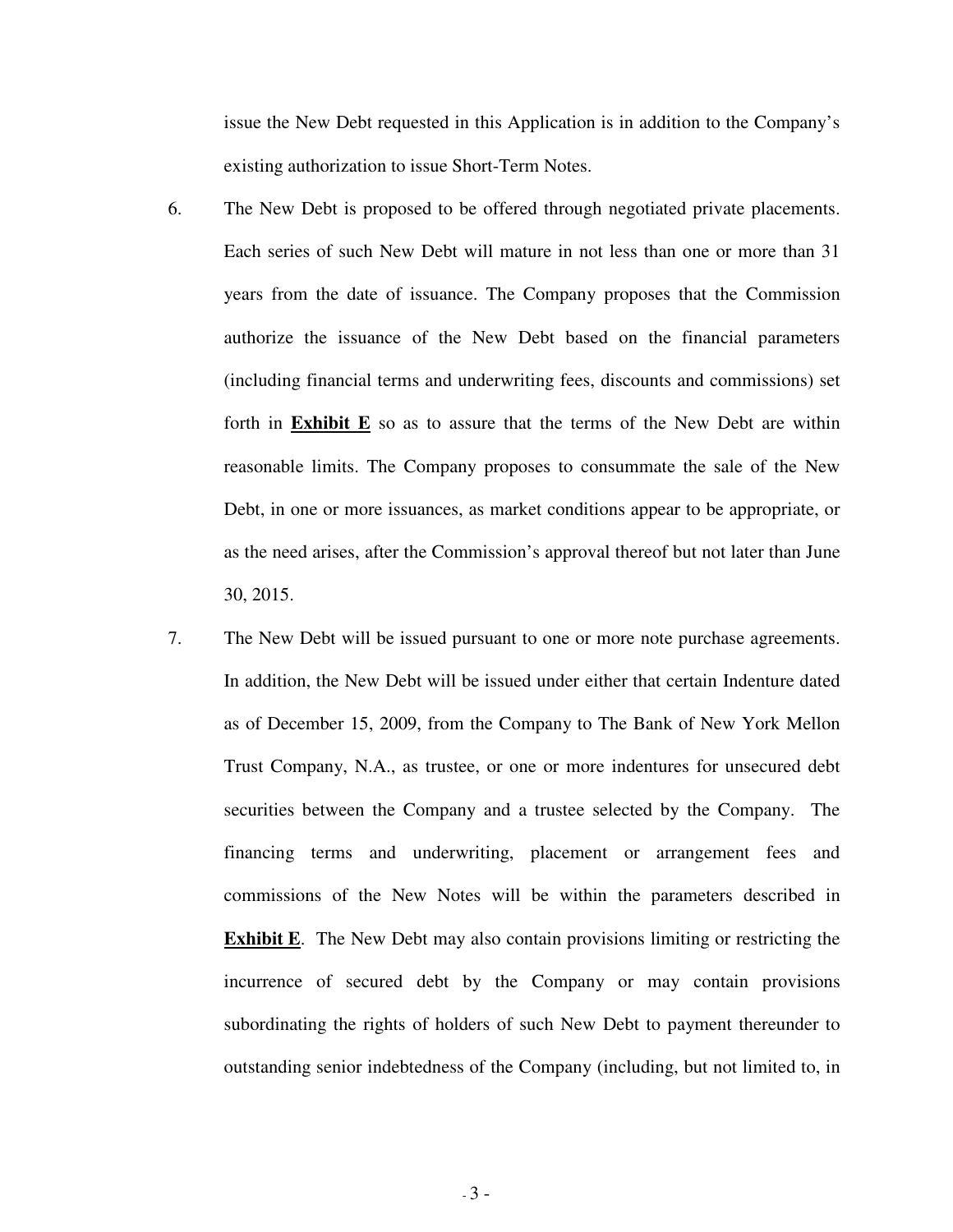issue the New Debt requested in this Application is in addition to the Company's existing authorization to issue Short-Term Notes.

6. The New Debt is proposed to be offered through negotiated private placements. Each series of such New Debt will mature in not less than one or more than 31 years from the date of issuance. The Company proposes that the Commission authorize the issuance of the New Debt based on the financial parameters (including financial terms and underwriting fees, discounts and commissions) set forth in **<u>Exhibit E</u>** so as to assure that the terms of the New Debt are within reasonable limits. The Company proposes to consummate the sale of the New Debt, in one or more issuances, as market conditions appear to be appropriate, or as the need arises, after the Commission's approval thereof but not later than June 30, 2015.

7. The New Debt will be issued pursuant to one or more note purchase agreements. In addition, the New Debt will be issued under either that certain Indenture dated as of December 15, 2009, from the Company to The Bank of New York Mellon Trust Company, N.A., as trustee, or one or more indentures for unsecured debt securities between the Company and a trustee selected by the Company. The financing terms and underwriting, placement or arrangement fees and commissions of the New Notes will be within the parameters described in **<u>Exhibit E</u>**. The New Debt may also contain provisions limiting or restricting the incurrence of secured debt by the Company or may contain provisions subordinating the rights of holders of such New Debt to payment thereunder to outstanding senior indebtedness of the Company (including, but not limited to, in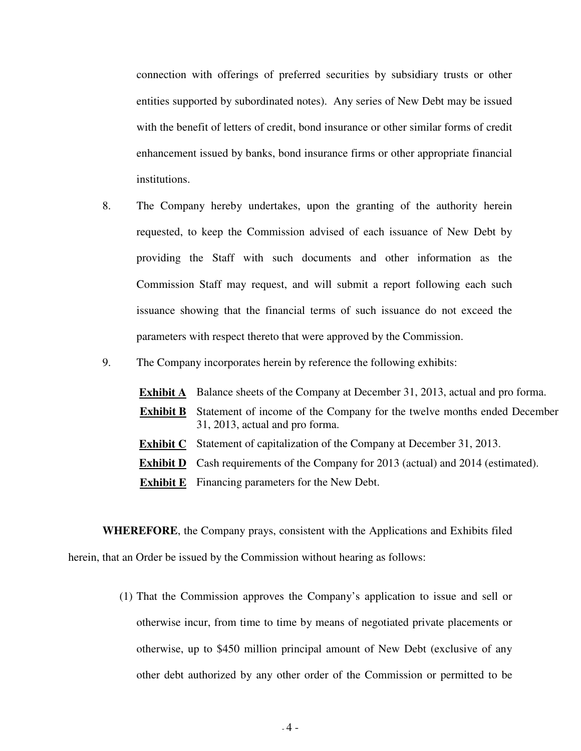connection with offerings of preferred securities by subsidiary trusts or other entities supported by subordinated notes). Any series of New Debt may be issued with the benefit of letters of credit, bond insurance or other similar forms of credit enhancement issued by banks, bond insurance firms or other appropriate financial institutions.

8. The Company hereby undertakes, upon the granting of the authority herein requested, to keep the Commission advised of each issuance of New Debt by providing the Staff with such documents and other information as the Commission Staff may request, and will submit a report following each such issuance showing that the financial terms of such issuance do not exceed the parameters with respect thereto that were approved by the Commission.

9. The Company incorporates herein by reference the following exhibits:

**Exhibit A** Balance sheets of the Company at December 31, 2013, actual and pro forma.

**Exhibit B** Statement of income of the Company for the twelve months ended December 31, 2013, actual and pro forma.

**Exhibit C** Statement of capitalization of the Company at December 31, 2013.

**Exhibit D** Cash requirements of the Company for 2013 (actual) and 2014 (estimated).

**Exhibit E** Financing parameters for the New Debt.

**WHEREFORE**, the Company prays, consistent with the Applications and Exhibits filed herein, that an Order be issued by the Commission without hearing as follows:

(1) That the Commission approves the Company's application to issue and sell or otherwise incur, from time to time by means of negotiated private placements or otherwise, up to $450 million principal amount of New Debt (exclusive of any other debt authorized by any other order of the Commission or permitted to be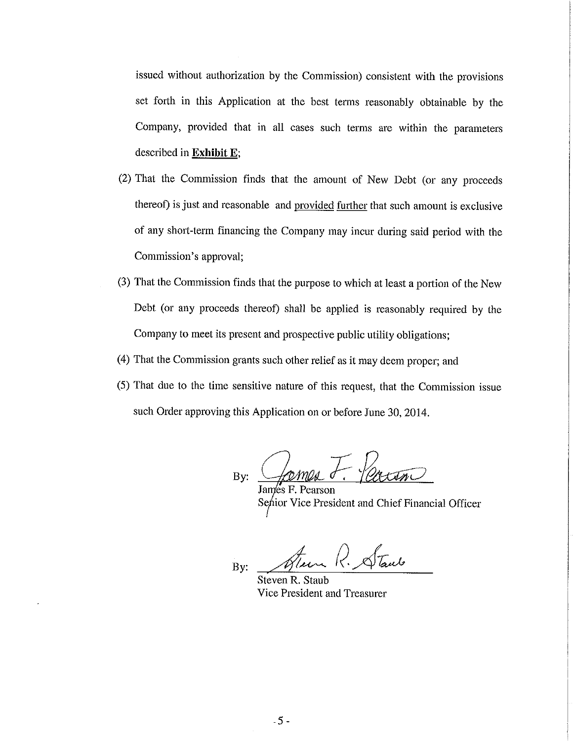issued without authorization by the Commission) consistent with the provisions set forth in this Application at the best terms reasonably obtainable by the Company, provided that in all cases such terms are within the parameters described in **Exhibit E**;

(2) That the Commission finds that the amount of New Debt (or any proceeds thereof) is just and reasonable and provided further that such amount is exclusive of any short-term financing the Company may incur during said period with the Commission's approval;

(3) That the Commission finds that the purpose to which at least a portion of the New Debt (or any proceeds thereof) shall be applied is reasonably required by the Company to meet its present and prospective public utility obligations;

(4) That the Commission grants such other relief as it may deem proper; and

(5) That due to the time sensitive nature of this request, that the Commission issue such Order approving this Application on or before June 30, 2014.

By: James F. Pearson
James F. Pearson
Senior Vice President and Chief Financial Officer

By: Steven R. Staub
Steven R. Staub
Vice President and Treasurer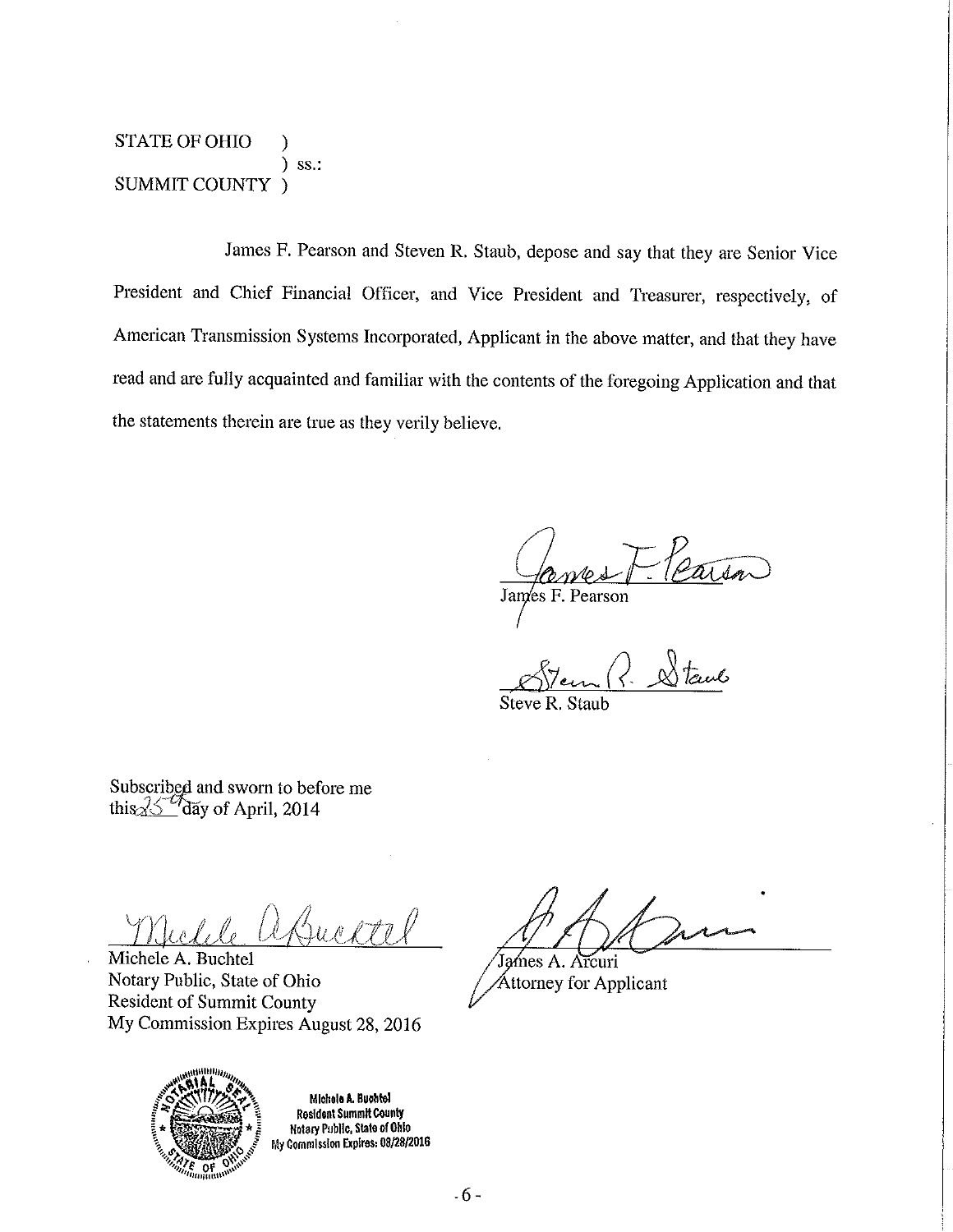STATE OF OHIO )
) ss.:
SUMMIT COUNTY )

James F. Pearson and Steven R. Staub, depose and say that they are Senior Vice President and Chief Financial Officer, and Vice President and Treasurer, respectively, of American Transmission Systems Incorporated, Applicant in the above matter, and that they have read and are fully acquainted and familiar with the contents of the foregoing Application and that the statements therein are true as they verily believe.

James F. Pearson

Steve R. Staub

Subscribed and sworn to before me
this 25th day of April, 2014

Michele A. Buchtel
Notary Public, State of Ohio
Resident of Summit County
My Commission Expires August 28, 2016

James A. Arcuri
Attorney for Applicant

Michele A. Buchtel
Resident Summit County
Notary Public, State of Ohio
My Commission Expires: 08/28/2016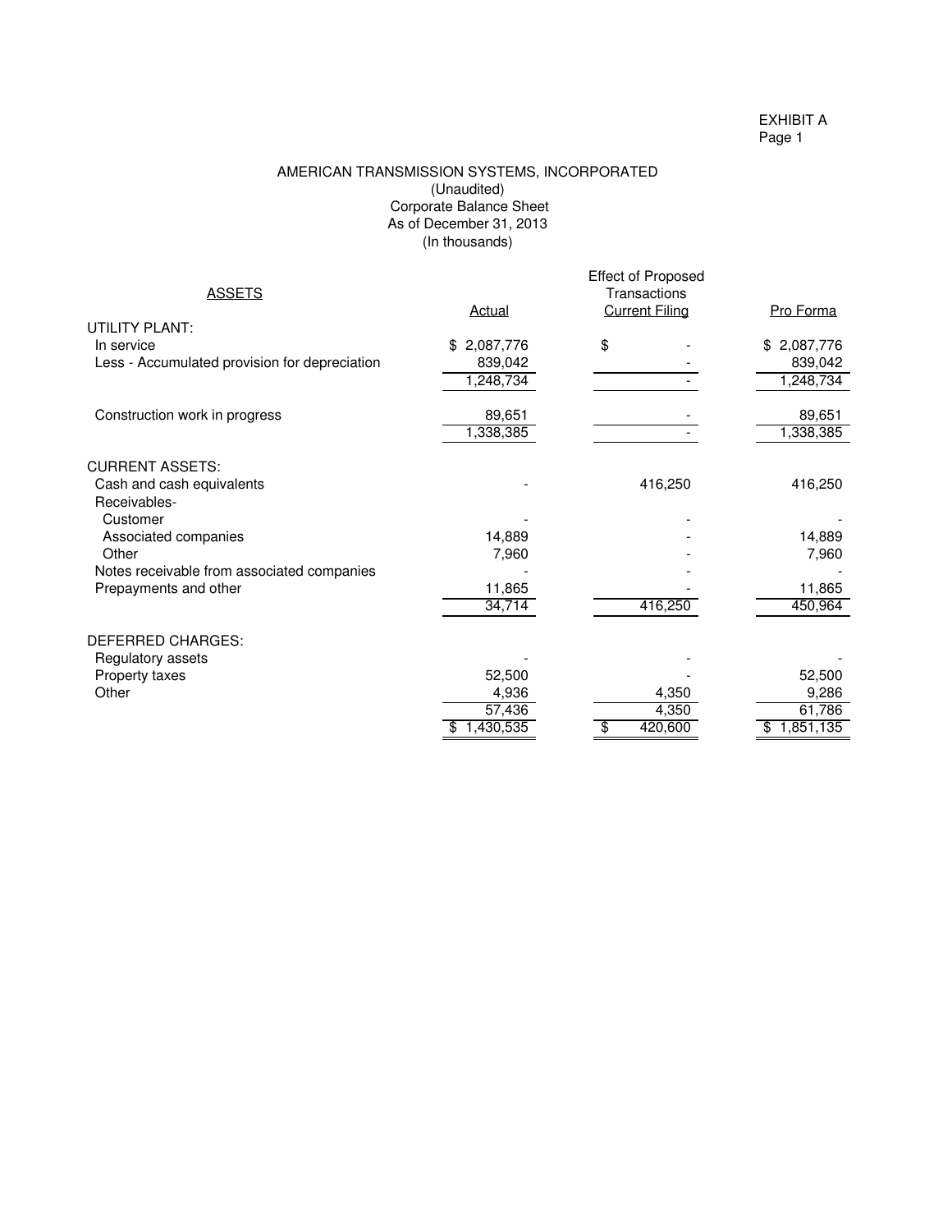EXHIBIT A
Page 1

AMERICAN TRANSMISSION SYSTEMS, INCORPORATED
(Unaudited)
Corporate Balance Sheet
As of December 31, 2013
(In thousands)

| ASSETS | Actual | Effect of Proposed Transactions Current Filing | Pro Forma |
|---|---|---|---|
| UTILITY PLANT: | | | |
| In service | $ 2,087,776 | $ - | $ 2,087,776 |
| Less - Accumulated provision for depreciation | 839,042 | - | 839,042 |
| | 1,248,734 | - | 1,248,734 |
| Construction work in progress | 89,651 | - | 89,651 |
| | 1,338,385 | - | 1,338,385 |
| CURRENT ASSETS: | | | |
| Cash and cash equivalents | - | 416,250 | 416,250 |
| Receivables- | | | |
| Customer | - | - | - |
| Associated companies | 14,889 | - | 14,889 |
| Other | 7,960 | - | 7,960 |
| Notes receivable from associated companies | - | - | - |
| Prepayments and other | 11,865 | - | 11,865 |
| | 34,714 | 416,250 | 450,964 |
| DEFERRED CHARGES: | | | |
| Regulatory assets | - | - | - |
| Property taxes | 52,500 | - | 52,500 |
| Other | 4,936 | 4,350 | 9,286 |
| | 57,436 | 4,350 | 61,786 |
| | $ 1,430,535 | $ 420,600 | $ 1,851,135 |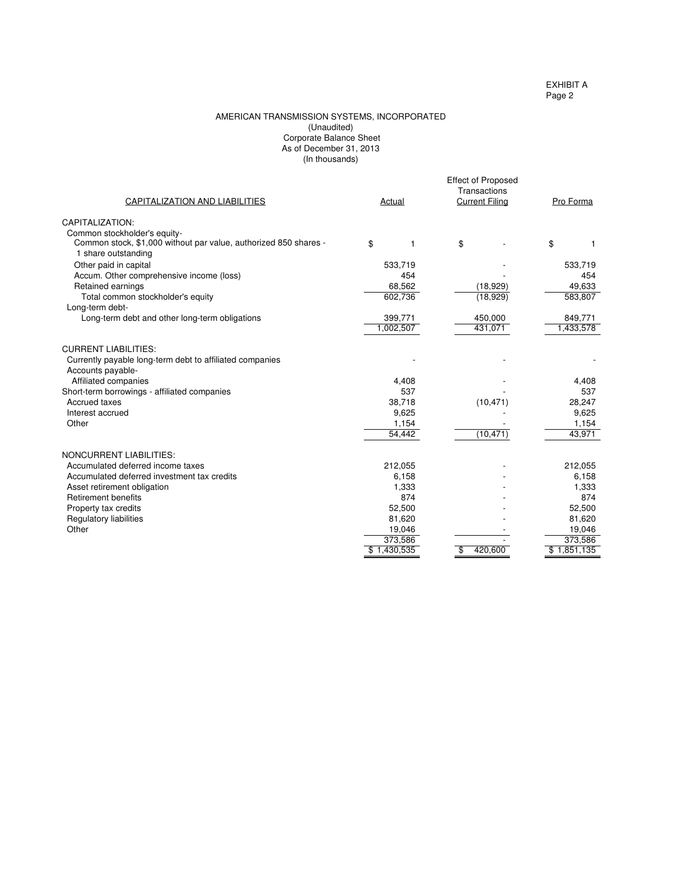EXHIBIT A
Page 2

# AMERICAN TRANSMISSION SYSTEMS, INCORPORATED
(Unaudited)
Corporate Balance Sheet
As of December 31, 2013
(In thousands)

| CAPITALIZATION AND LIABILITIES | Actual | Effect of Proposed Transactions Current Filing | Pro Forma |
|---|---|---|---|
| CAPITALIZATION: | | | |
| Common stockholder's equity- | | | |
| Common stock, $1,000 without par value, authorized 850 shares - 1 share outstanding | $ 1 | $ - | $ 1 |
| Other paid in capital | 533,719 | - | 533,719 |
| Accum. Other comprehensive income (loss) | 454 | - | 454 |
| Retained earnings | 68,562 | (18,929) | 49,633 |
| Total common stockholder's equity | 602,736 | (18,929) | 583,807 |
| Long-term debt- | | | |
| Long-term debt and other long-term obligations | 399,771 | 450,000 | 849,771 |
| | 1,002,507 | 431,071 | 1,433,578 |
| CURRENT LIABILITIES: | | | |
| Currently payable long-term debt to affiliated companies | - | - | - |
| Accounts payable- | | | |
| Affiliated companies | 4,408 | - | 4,408 |
| Short-term borrowings - affiliated companies | 537 | - | 537 |
| Accrued taxes | 38,718 | (10,471) | 28,247 |
| Interest accrued | 9,625 | - | 9,625 |
| Other | 1,154 | - | 1,154 |
| | 54,442 | (10,471) | 43,971 |
| NONCURRENT LIABILITIES: | | | |
| Accumulated deferred income taxes | 212,055 | - | 212,055 |
| Accumulated deferred investment tax credits | 6,158 | - | 6,158 |
| Asset retirement obligation | 1,333 | - | 1,333 |
| Retirement benefits | 874 | - | 874 |
| Property tax credits | 52,500 | - | 52,500 |
| Regulatory liabilities | 81,620 | - | 81,620 |
| Other | 19,046 | - | 19,046 |
| | 373,586 | - | 373,586 |
| | $ 1,430,535 | $ 420,600 | $ 1,851,135 |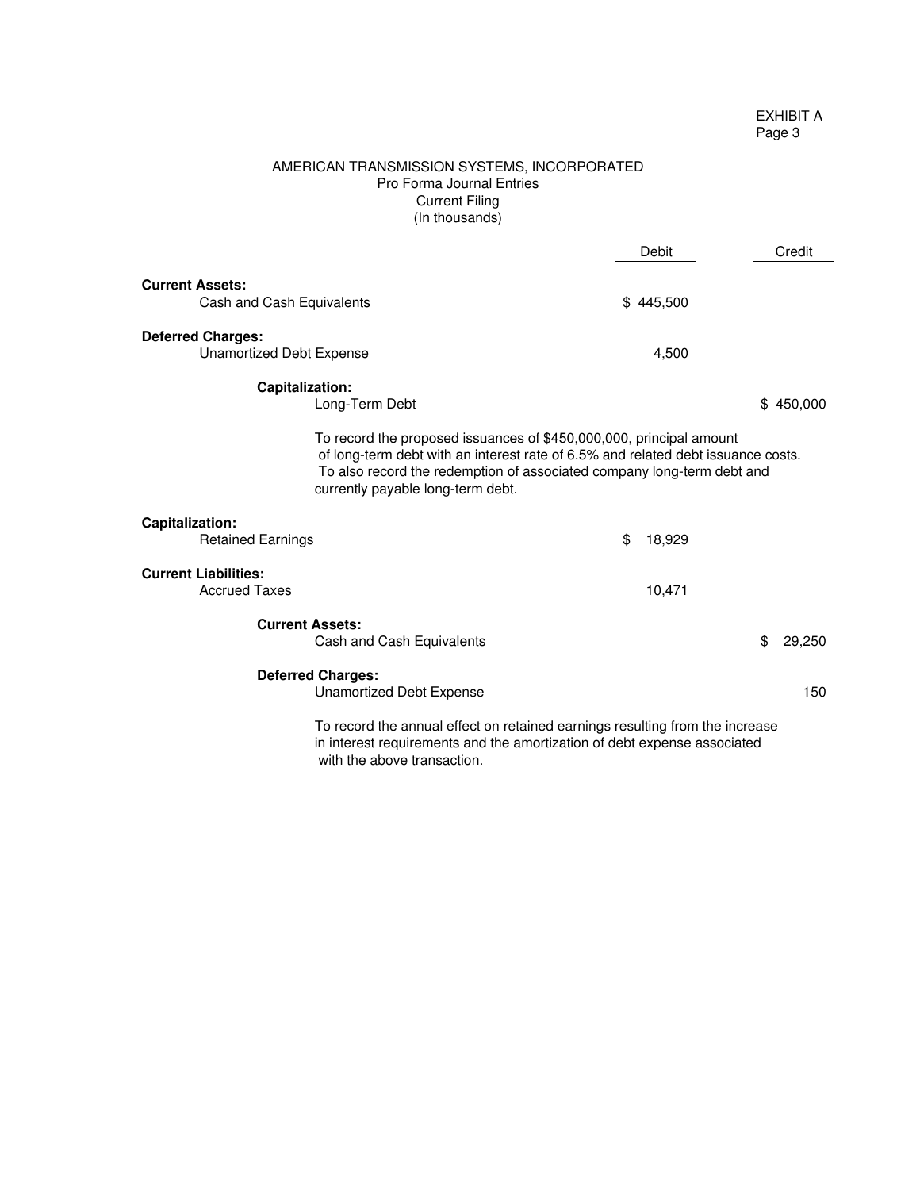EXHIBIT A
Page 3

AMERICAN TRANSMISSION SYSTEMS, INCORPORATED
Pro Forma Journal Entries
Current Filing
(In thousands)

| | Debit | Credit |
|---|---|---|
| **Current Assets:** | | |
| Cash and Cash Equivalents | $ 445,500 | |
| **Deferred Charges:** | | |
| Unamortized Debt Expense | 4,500 | |
| **Capitalization:** | | |
| Long-Term Debt | | $ 450,000 |

To record the proposed issuances of $450,000,000, principal amount of long-term debt with an interest rate of 6.5% and related debt issuance costs. To also record the redemption of associated company long-term debt and currently payable long-term debt.

| | Debit | Credit |
|---|---|---|
| **Capitalization:** | | |
| Retained Earnings | $ 18,929 | |
| **Current Liabilities:** | | |
| Accrued Taxes | 10,471 | |
| **Current Assets:** | | |
| Cash and Cash Equivalents | | $ 29,250 |
| **Deferred Charges:** | | |
| Unamortized Debt Expense | | 150 |

To record the annual effect on retained earnings resulting from the increase in interest requirements and the amortization of debt expense associated with the above transaction.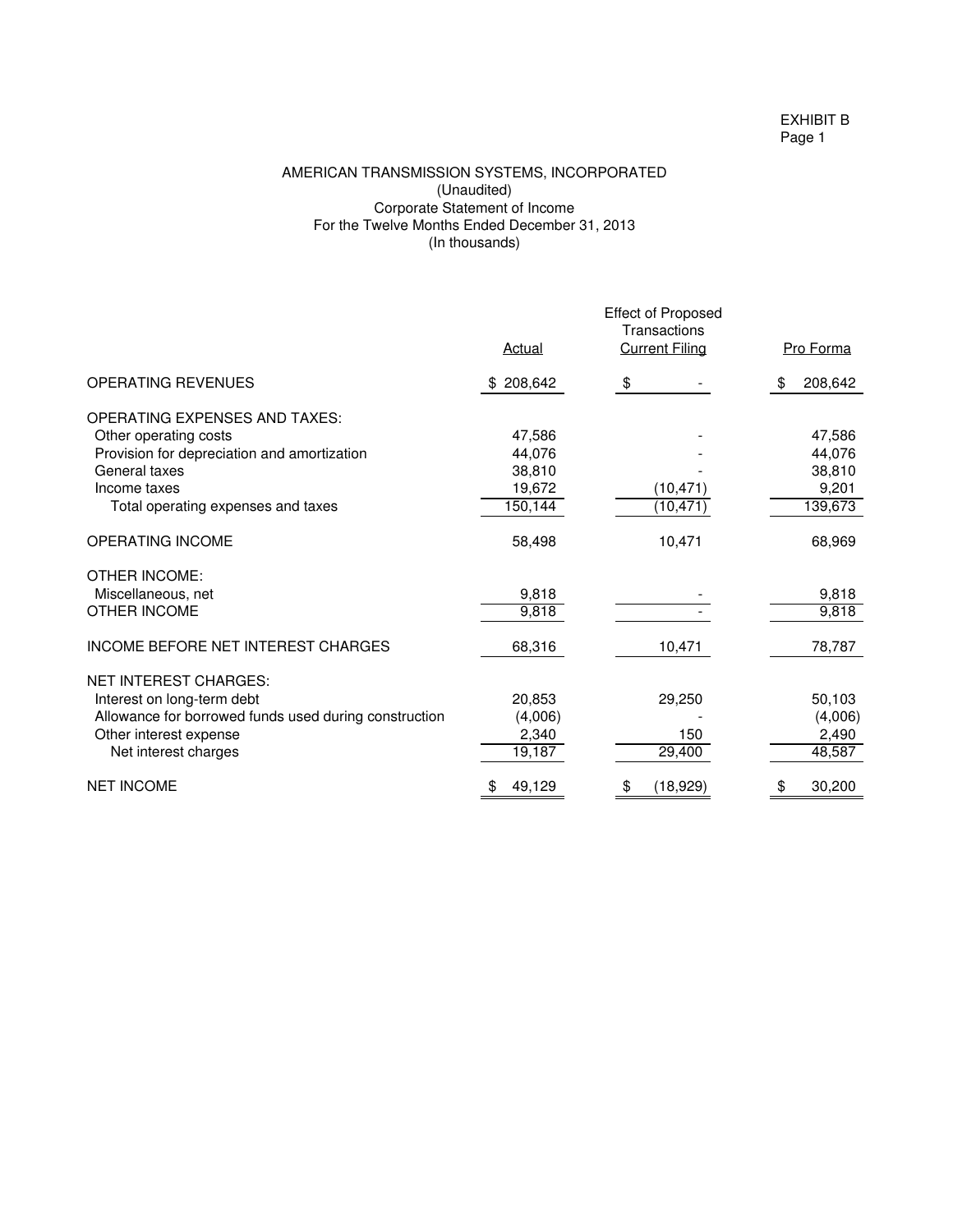EXHIBIT B
Page 1

AMERICAN TRANSMISSION SYSTEMS, INCORPORATED
(Unaudited)
Corporate Statement of Income
For the Twelve Months Ended December 31, 2013
(In thousands)

| | Actual | Effect of Proposed Transactions Current Filing | Pro Forma |
|---|---|---|---|
| OPERATING REVENUES | $ 208,642 | $ - | $ 208,642 |
| OPERATING EXPENSES AND TAXES: | | | |
| Other operating costs | 47,586 | - | 47,586 |
| Provision for depreciation and amortization | 44,076 | - | 44,076 |
| General taxes | 38,810 | - | 38,810 |
| Income taxes | 19,672 | (10,471) | 9,201 |
| Total operating expenses and taxes | 150,144 | (10,471) | 139,673 |
| OPERATING INCOME | 58,498 | 10,471 | 68,969 |
| OTHER INCOME: | | | |
| Miscellaneous, net | 9,818 | - | 9,818 |
| OTHER INCOME | 9,818 | - | 9,818 |
| INCOME BEFORE NET INTEREST CHARGES | 68,316 | 10,471 | 78,787 |
| NET INTEREST CHARGES: | | | |
| Interest on long-term debt | 20,853 | 29,250 | 50,103 |
| Allowance for borrowed funds used during construction | (4,006) | - | (4,006) |
| Other interest expense | 2,340 | 150 | 2,490 |
| Net interest charges | 19,187 | 29,400 | 48,587 |
| NET INCOME | $ 49,129 | $ (18,929) | $ 30,200 |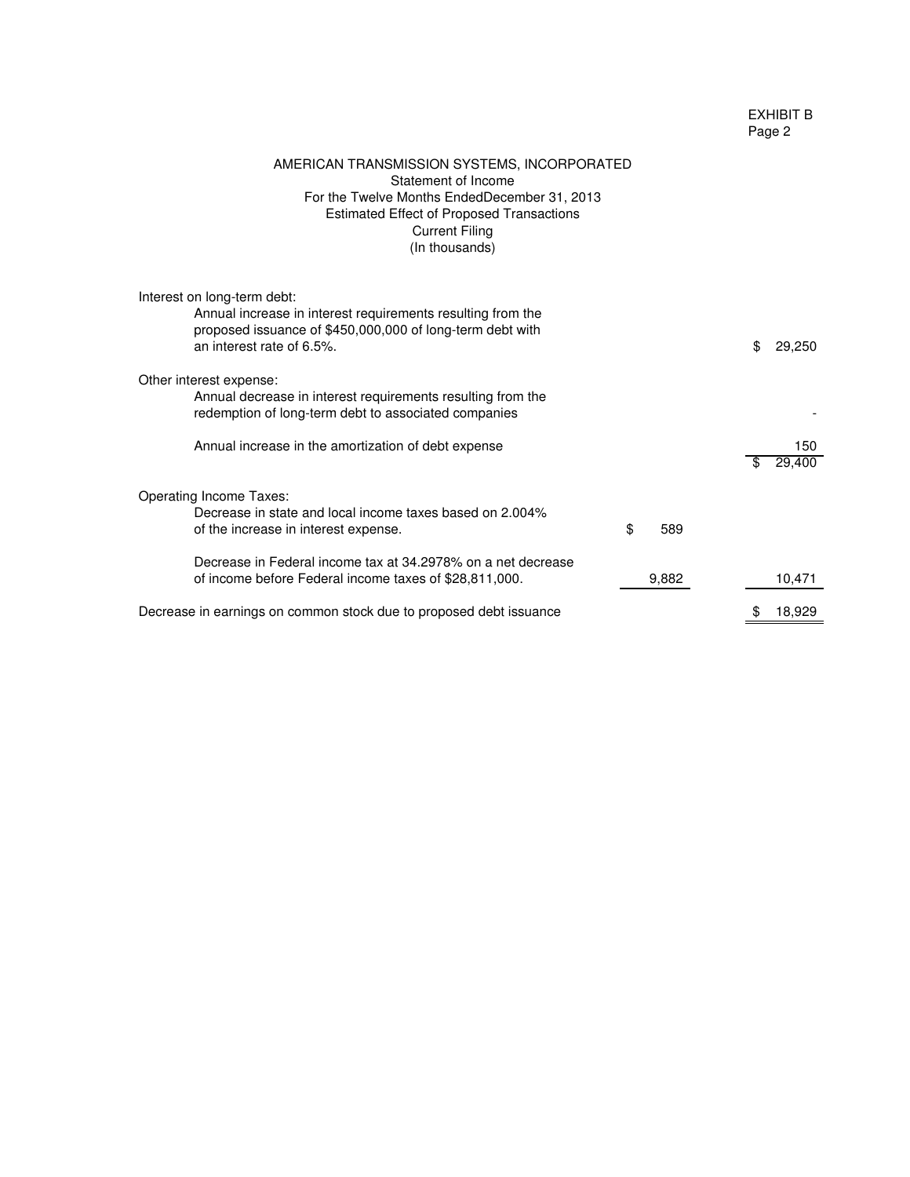EXHIBIT B
Page 2

AMERICAN TRANSMISSION SYSTEMS, INCORPORATED
Statement of Income
For the Twelve Months EndedDecember 31, 2013
Estimated Effect of Proposed Transactions
Current Filing
(In thousands)

| | | |
|---|---|---|
| **Interest on long-term debt:** | | |
| Annual increase in interest requirements resulting from the proposed issuance of $450,000,000 of long-term debt with an interest rate of 6.5%. | | $ 29,250 |
| **Other interest expense:** | | |
| Annual decrease in interest requirements resulting from the redemption of long-term debt to associated companies | | - |
| Annual increase in the amortization of debt expense | | 150 |
| | | $ 29,400 |
| **Operating Income Taxes:** | | |
| Decrease in state and local income taxes based on 2.004% of the increase in interest expense. | $ 589 | |
| Decrease in Federal income tax at 34.2978% on a net decrease of income before Federal income taxes of $28,811,000. | 9,882 | 10,471 |
| Decrease in earnings on common stock due to proposed debt issuance | | $ 18,929 |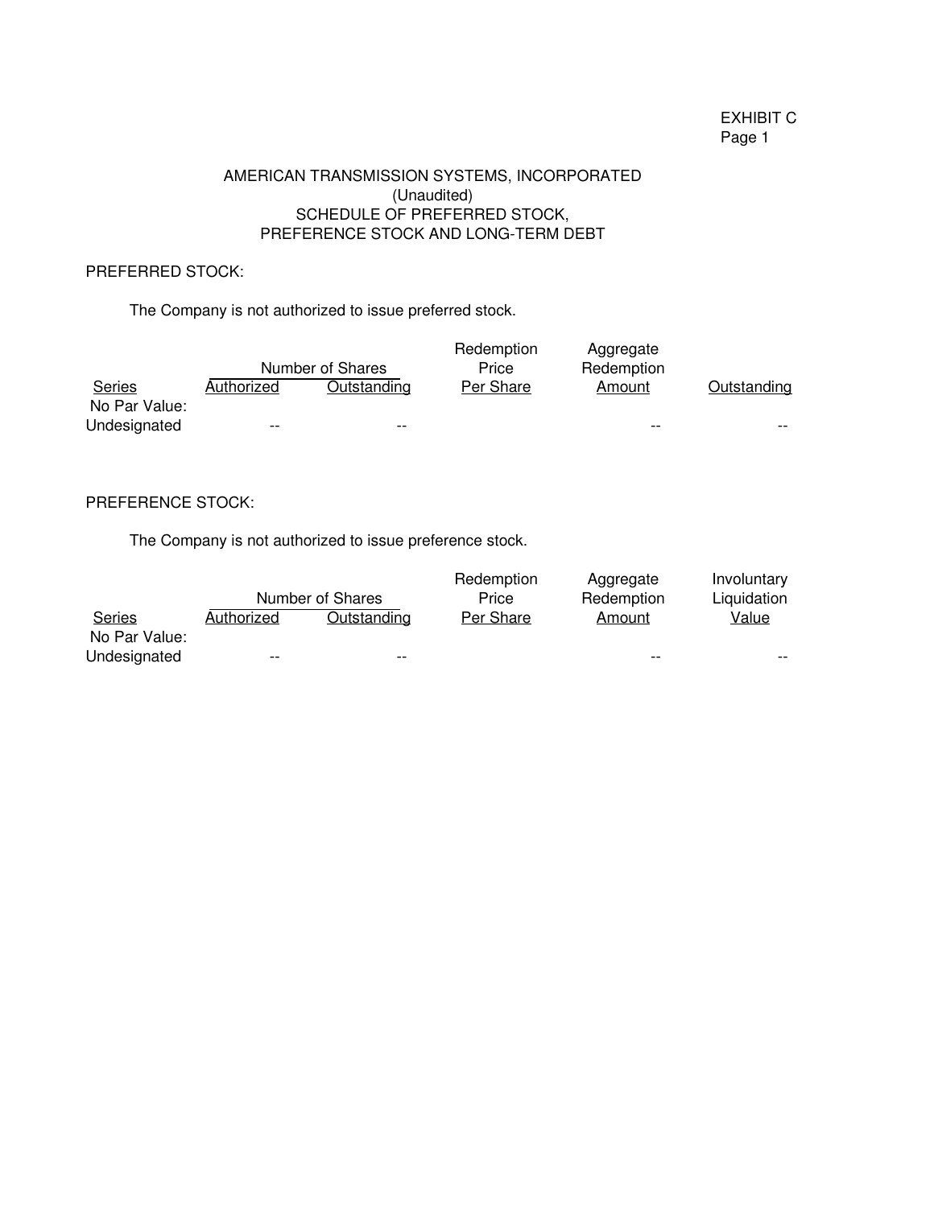EXHIBIT C
Page 1

# AMERICAN TRANSMISSION SYSTEMS, INCORPORATED
(Unaudited)
SCHEDULE OF PREFERRED STOCK,
PREFERENCE STOCK AND LONG-TERM DEBT

## PREFERRED STOCK:

The Company is not authorized to issue preferred stock.

| | Number of Shares | | Redemption Price | Aggregate Redemption | |
|---|---|---|---|---|---|
| Series | Authorized | Outstanding | Per Share | Amount | Outstanding |
| No Par Value: | | | | | |
| Undesignated | -- | -- | | -- | -- |

## PREFERENCE STOCK:

The Company is not authorized to issue preference stock.

| | Number of Shares | | Redemption Price | Aggregate Redemption | Involuntary Liquidation |
|---|---|---|---|---|---|
| Series | Authorized | Outstanding | Per Share | Amount | Value |
| No Par Value: | | | | | |
| Undesignated | -- | -- | | -- | -- |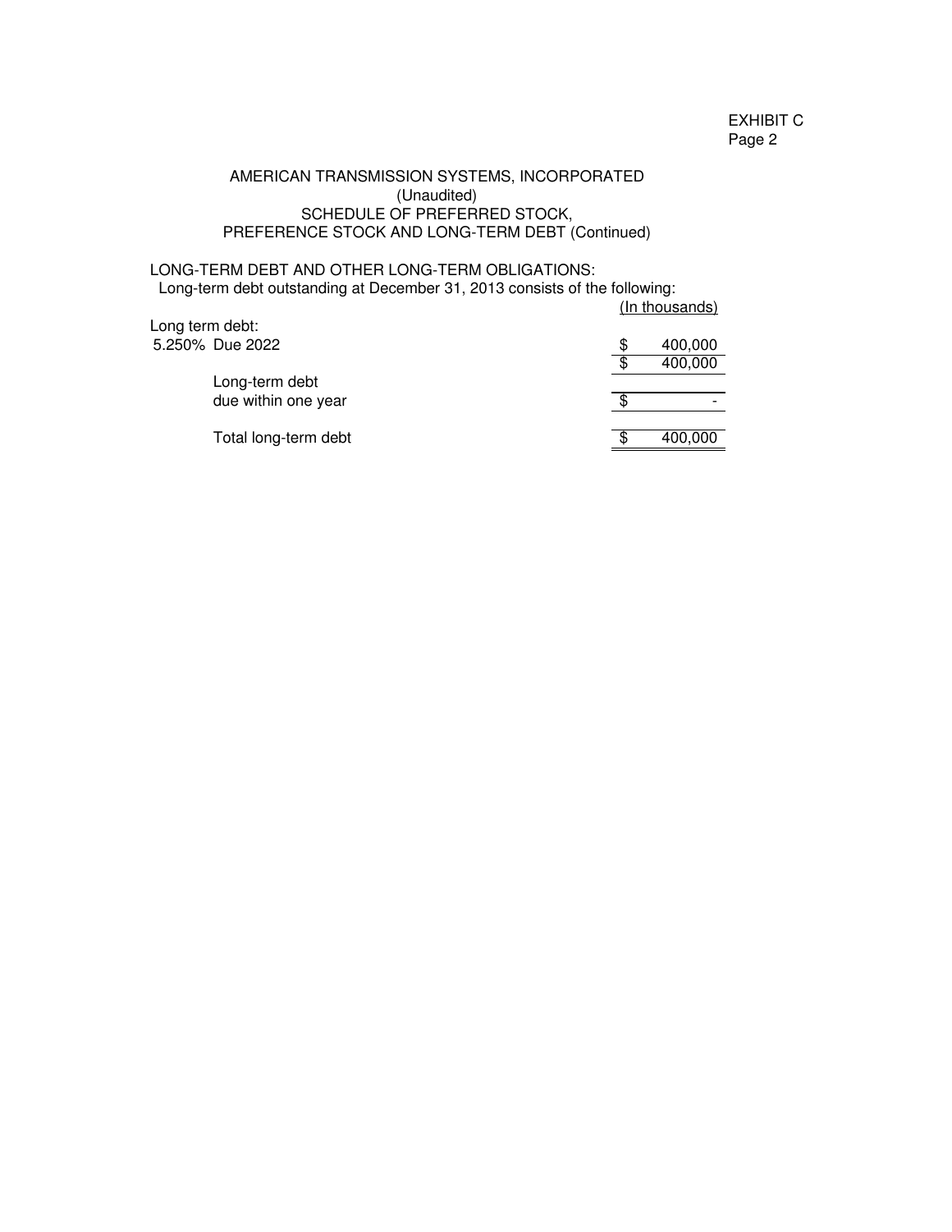EXHIBIT C
Page 2

# AMERICAN TRANSMISSION SYSTEMS, INCORPORATED
(Unaudited)
SCHEDULE OF PREFERRED STOCK,
PREFERENCE STOCK AND LONG-TERM DEBT (Continued)

LONG-TERM DEBT AND OTHER LONG-TERM OBLIGATIONS:
Long-term debt outstanding at December 31, 2013 consists of the following:

| | (In thousands) |
|---|---|
| Long term debt: | |
| 5.250% Due 2022 | $ 400,000 |
| | $ 400,000 |
| Long-term debt due within one year | $ - |
| Total long-term debt | $ 400,000 |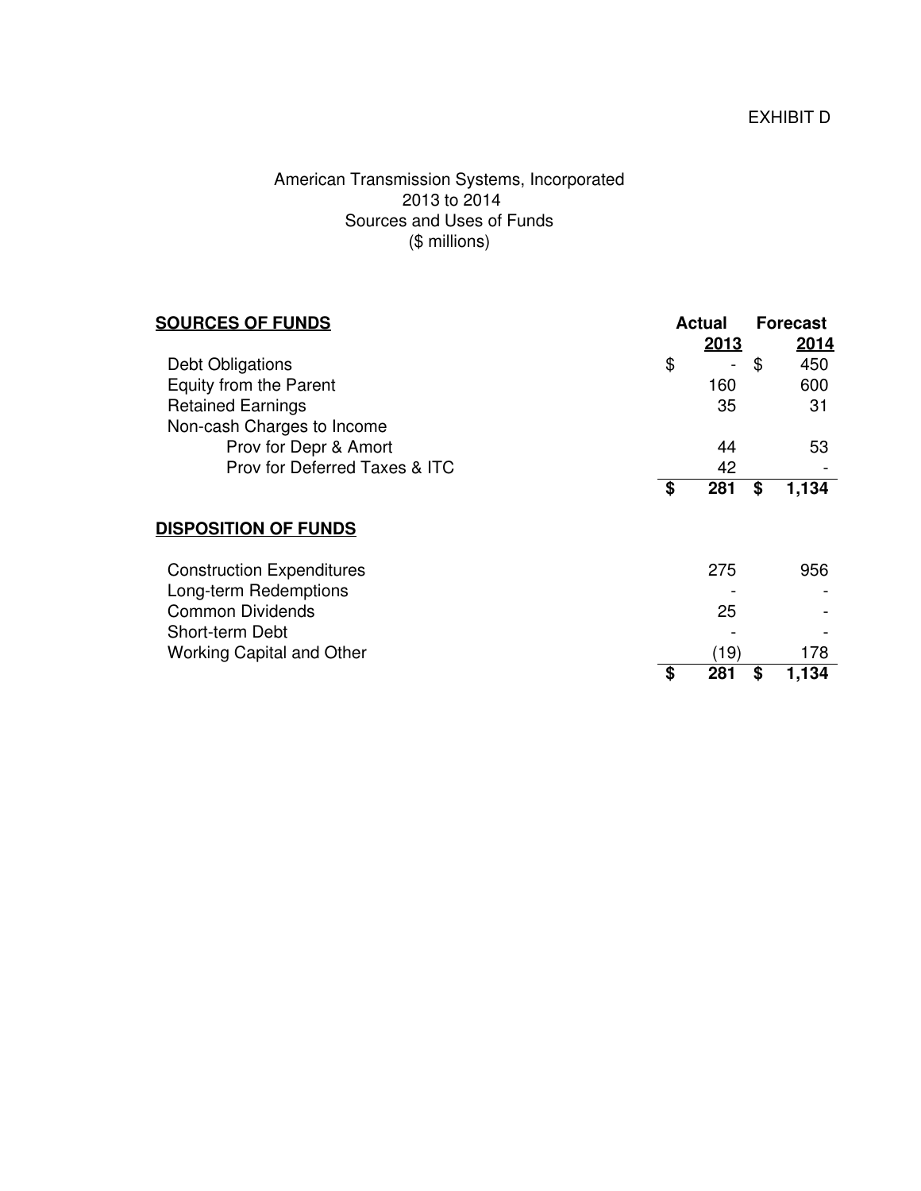EXHIBIT D

American Transmission Systems, Incorporated
2013 to 2014
Sources and Uses of Funds
($ millions)

| **SOURCES OF FUNDS** | **Actual 2013** | **Forecast 2014** |
|---|---|---|
| Debt Obligations | $ - | $ 450 |
| Equity from the Parent | 160 | 600 |
| Retained Earnings | 35 | 31 |
| Non-cash Charges to Income | | |
| Prov for Depr & Amort | 44 | 53 |
| Prov for Deferred Taxes & ITC | 42 | - |
| | **$ 281** | **$ 1,134** |
| **DISPOSITION OF FUNDS** | | |
| Construction Expenditures | 275 | 956 |
| Long-term Redemptions | - | - |
| Common Dividends | 25 | - |
| Short-term Debt | - | - |
| Working Capital and Other | (19) | 178 |
| | **$ 281** | **$ 1,134** |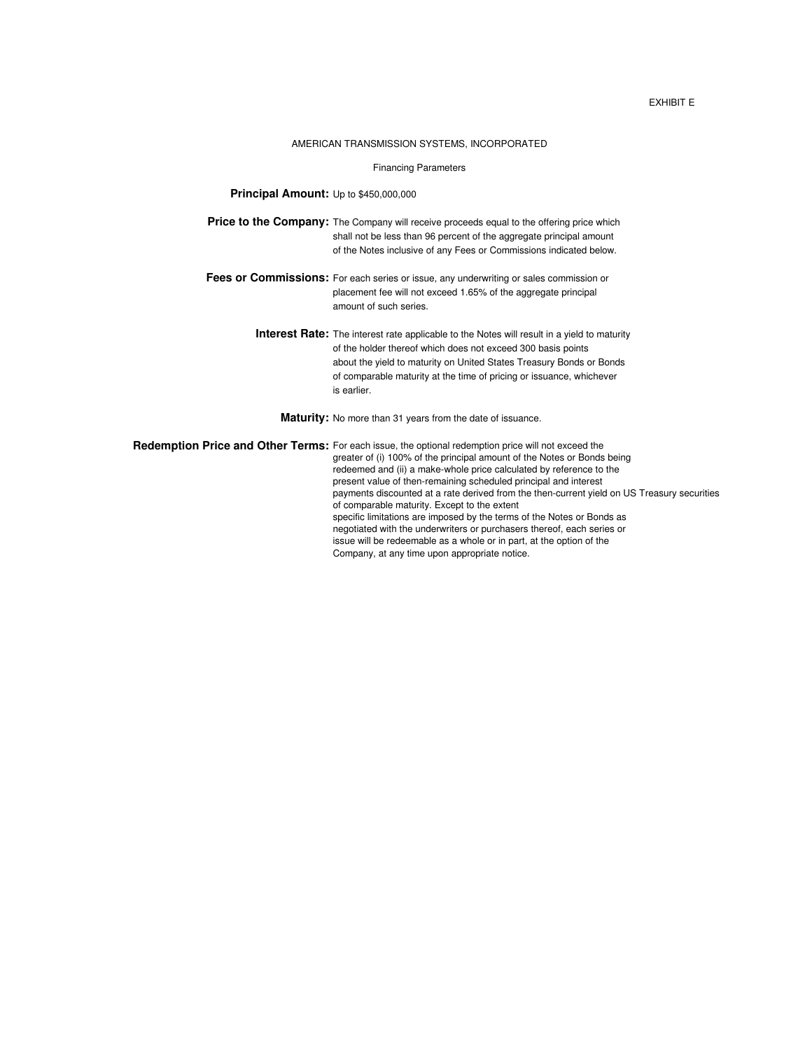EXHIBIT E

AMERICAN TRANSMISSION SYSTEMS, INCORPORATED

Financing Parameters

**Principal Amount:** Up to $450,000,000

**Price to the Company:** The Company will receive proceeds equal to the offering price which shall not be less than 96 percent of the aggregate principal amount of the Notes inclusive of any Fees or Commissions indicated below.

**Fees or Commissions:** For each series or issue, any underwriting or sales commission or placement fee will not exceed 1.65% of the aggregate principal amount of such series.

**Interest Rate:** The interest rate applicable to the Notes will result in a yield to maturity of the holder thereof which does not exceed 300 basis points about the yield to maturity on United States Treasury Bonds or Bonds of comparable maturity at the time of pricing or issuance, whichever is earlier.

**Maturity:** No more than 31 years from the date of issuance.

**Redemption Price and Other Terms:** For each issue, the optional redemption price will not exceed the greater of (i) 100% of the principal amount of the Notes or Bonds being redeemed and (ii) a make-whole price calculated by reference to the present value of then-remaining scheduled principal and interest payments discounted at a rate derived from the then-current yield on US Treasury securities of comparable maturity. Except to the extent specific limitations are imposed by the terms of the Notes or Bonds as negotiated with the underwriters or purchasers thereof, each series or issue will be redeemable as a whole or in part, at the option of the Company, at any time upon appropriate notice.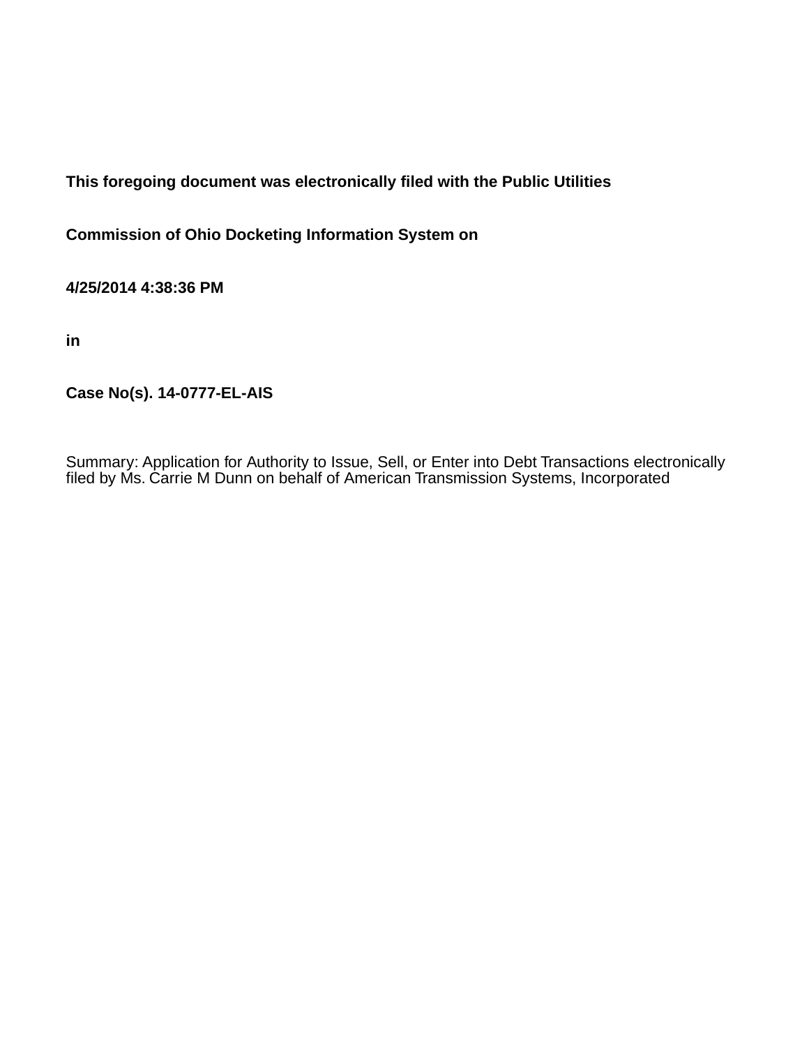**This foregoing document was electronically filed with the Public Utilities**

**Commission of Ohio Docketing Information System on**

**4/25/2014 4:38:36 PM**

**in**

**Case No(s). 14-0777-EL-AIS**

Summary: Application for Authority to Issue, Sell, or Enter into Debt Transactions electronically filed by Ms. Carrie M Dunn on behalf of American Transmission Systems, Incorporated